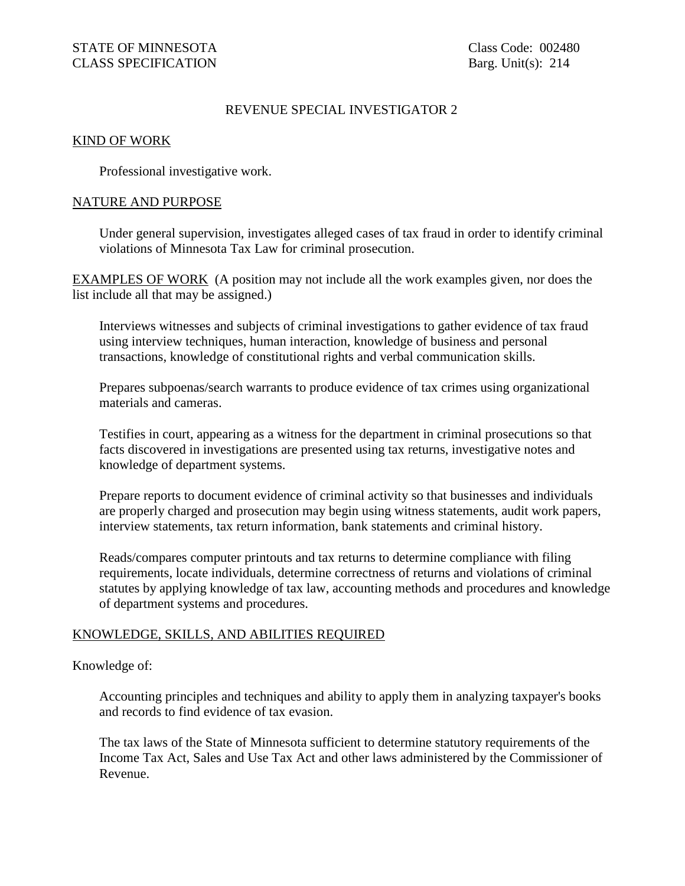STATE OF MINNESOTA
CLASS SPECIFICATION

Class Code: 002480
Barg. Unit(s): 214

# REVENUE SPECIAL INVESTIGATOR 2

## KIND OF WORK

Professional investigative work.

## NATURE AND PURPOSE

Under general supervision, investigates alleged cases of tax fraud in order to identify criminal violations of Minnesota Tax Law for criminal prosecution.

## EXAMPLES OF WORK (A position may not include all the work examples given, nor does the list include all that may be assigned.)

Interviews witnesses and subjects of criminal investigations to gather evidence of tax fraud using interview techniques, human interaction, knowledge of business and personal transactions, knowledge of constitutional rights and verbal communication skills.

Prepares subpoenas/search warrants to produce evidence of tax crimes using organizational materials and cameras.

Testifies in court, appearing as a witness for the department in criminal prosecutions so that facts discovered in investigations are presented using tax returns, investigative notes and knowledge of department systems.

Prepare reports to document evidence of criminal activity so that businesses and individuals are properly charged and prosecution may begin using witness statements, audit work papers, interview statements, tax return information, bank statements and criminal history.

Reads/compares computer printouts and tax returns to determine compliance with filing requirements, locate individuals, determine correctness of returns and violations of criminal statutes by applying knowledge of tax law, accounting methods and procedures and knowledge of department systems and procedures.

## KNOWLEDGE, SKILLS, AND ABILITIES REQUIRED

Knowledge of:

Accounting principles and techniques and ability to apply them in analyzing taxpayer's books and records to find evidence of tax evasion.

The tax laws of the State of Minnesota sufficient to determine statutory requirements of the Income Tax Act, Sales and Use Tax Act and other laws administered by the Commissioner of Revenue.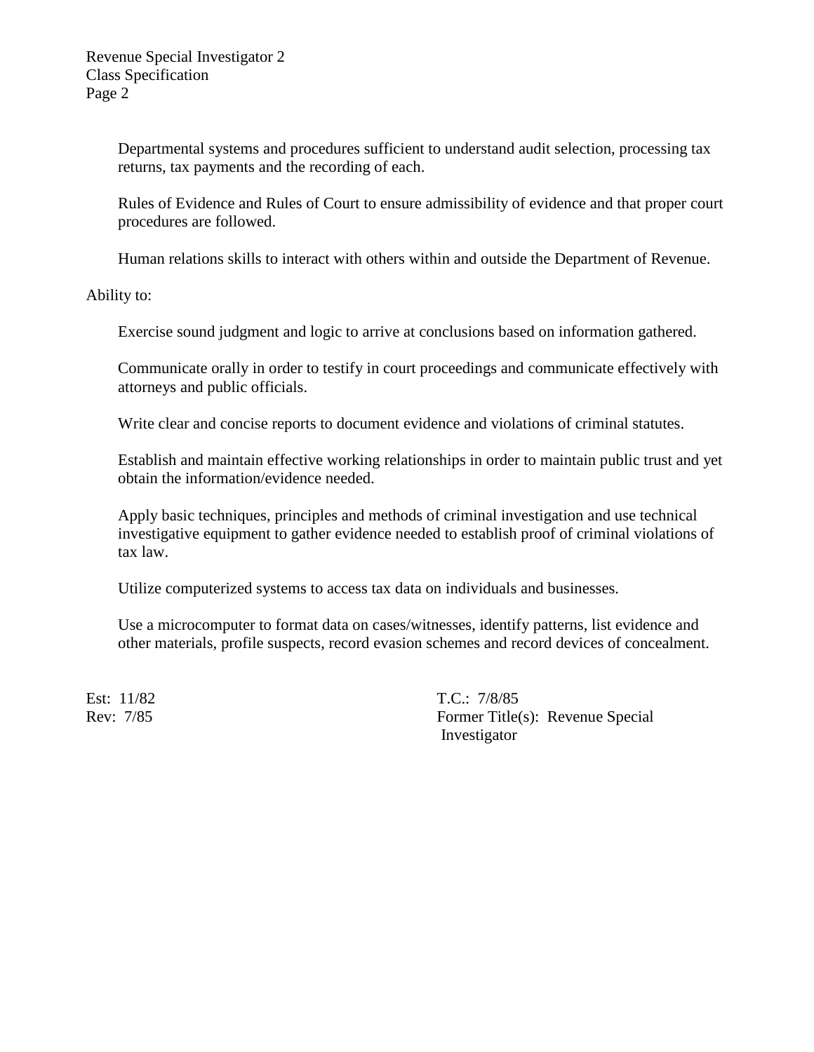Departmental systems and procedures sufficient to understand audit selection, processing tax returns, tax payments and the recording of each.

Rules of Evidence and Rules of Court to ensure admissibility of evidence and that proper court procedures are followed.

Human relations skills to interact with others within and outside the Department of Revenue.

Ability to:

Exercise sound judgment and logic to arrive at conclusions based on information gathered.

Communicate orally in order to testify in court proceedings and communicate effectively with attorneys and public officials.

Write clear and concise reports to document evidence and violations of criminal statutes.

Establish and maintain effective working relationships in order to maintain public trust and yet obtain the information/evidence needed.

Apply basic techniques, principles and methods of criminal investigation and use technical investigative equipment to gather evidence needed to establish proof of criminal violations of tax law.

Utilize computerized systems to access tax data on individuals and businesses.

Use a microcomputer to format data on cases/witnesses, identify patterns, list evidence and other materials, profile suspects, record evasion schemes and record devices of concealment.

Est: 11/82
Rev: 7/85

T.C.: 7/8/85
Former Title(s): Revenue Special Investigator